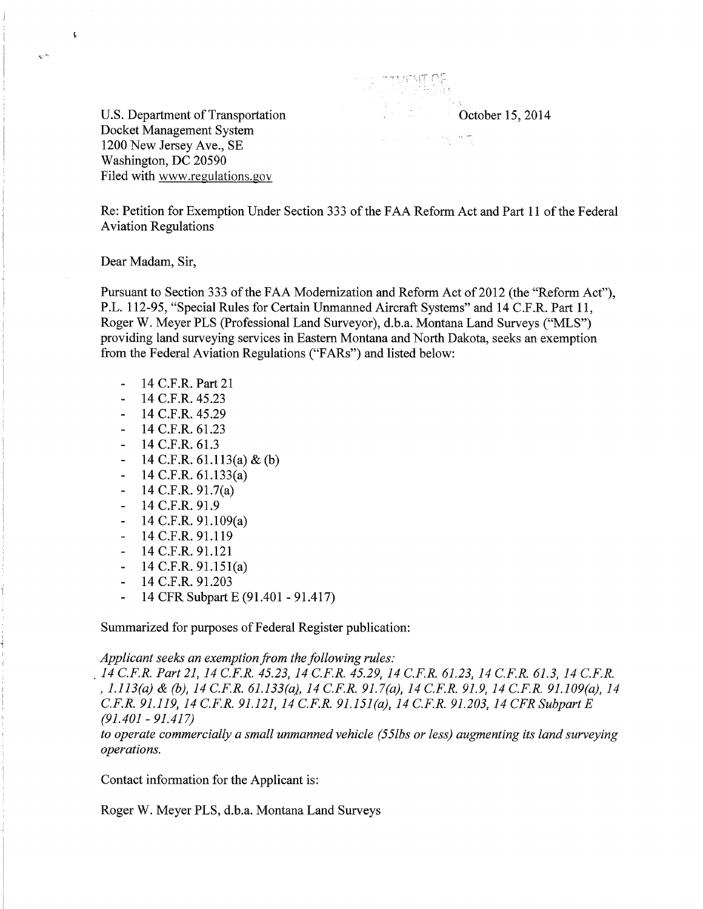U.S. Department of Transportation
Docket Management System
1200 New Jersey Ave., SE
Washington, DC 20590
Filed with www.regulations.gov

October 15, 2014

Re: Petition for Exemption Under Section 333 of the FAA Reform Act and Part 11 of the Federal Aviation Regulations

Dear Madam, Sir,

Pursuant to Section 333 of the FAA Modernization and Reform Act of 2012 (the "Reform Act"), P.L. 112-95, "Special Rules for Certain Unmanned Aircraft Systems" and 14 C.F.R. Part 11, Roger W. Meyer PLS (Professional Land Surveyor), d.b.a. Montana Land Surveys ("MLS") providing land surveying services in Eastern Montana and North Dakota, seeks an exemption from the Federal Aviation Regulations ("FARs") and listed below:

- 14 C.F.R. Part 21
- 14 C.F.R. 45.23
- 14 C.F.R. 45.29
- 14 C.F.R. 61.23
- 14 C.F.R. 61.3
- 14 C.F.R. 61.113(a) & (b)
- 14 C.F.R. 61.133(a)
- 14 C.F.R. 91.7(a)
- 14 C.F.R. 91.9
- 14 C.F.R. 91.109(a)
- 14 C.F.R. 91.119
- 14 C.F.R. 91.121
- 14 C.F.R. 91.151(a)
- 14 C.F.R. 91.203
- 14 CFR Subpart E (91.401 - 91.417)

Summarized for purposes of Federal Register publication:

*Applicant seeks an exemption from the following rules:*
*14 C.F.R. Part 21, 14 C.F.R. 45.23, 14 C.F.R. 45.29, 14 C.F.R. 61.23, 14 C.F.R. 61.3, 14 C.F.R. , 1.113(a) & (b), 14 C.F.R. 61.133(a), 14 C.F.R. 91.7(a), 14 C.F.R. 91.9, 14 C.F.R. 91.109(a), 14 C.F.R. 91.119, 14 C.F.R. 91.121, 14 C.F.R. 91.151(a), 14 C.F.R. 91.203, 14 CFR Subpart E (91.401 - 91.417)*
*to operate commercially a small unmanned vehicle (55lbs or less) augmenting its land surveying operations.*

Contact information for the Applicant is:

Roger W. Meyer PLS, d.b.a. Montana Land Surveys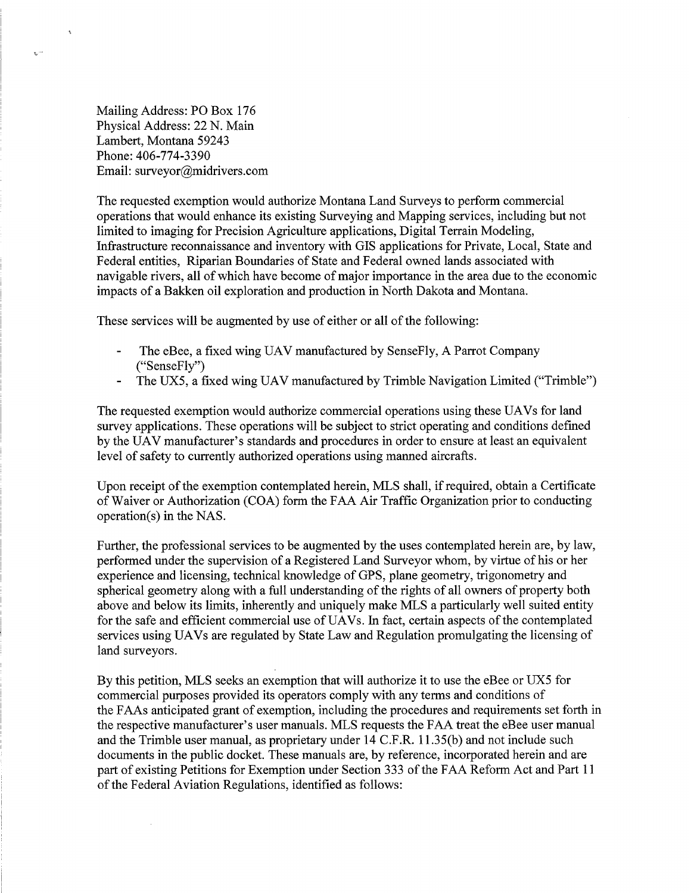Mailing Address: PO Box 176
Physical Address: 22 N. Main
Lambert, Montana 59243
Phone: 406-774-3390
Email: surveyor@midrivers.com

The requested exemption would authorize Montana Land Surveys to perform commercial operations that would enhance its existing Surveying and Mapping services, including but not limited to imaging for Precision Agriculture applications, Digital Terrain Modeling, Infrastructure reconnaissance and inventory with GIS applications for Private, Local, State and Federal entities, Riparian Boundaries of State and Federal owned lands associated with navigable rivers, all of which have become of major importance in the area due to the economic impacts of a Bakken oil exploration and production in North Dakota and Montana.

These services will be augmented by use of either or all of the following:

- The eBee, a fixed wing UAV manufactured by SenseFly, A Parrot Company ("SenseFly")
- The UX5, a fixed wing UAV manufactured by Trimble Navigation Limited ("Trimble")

The requested exemption would authorize commercial operations using these UAVs for land survey applications. These operations will be subject to strict operating and conditions defined by the UAV manufacturer's standards and procedures in order to ensure at least an equivalent level of safety to currently authorized operations using manned aircrafts.

Upon receipt of the exemption contemplated herein, MLS shall, if required, obtain a Certificate of Waiver or Authorization (COA) form the FAA Air Traffic Organization prior to conducting operation(s) in the NAS.

Further, the professional services to be augmented by the uses contemplated herein are, by law, performed under the supervision of a Registered Land Surveyor whom, by virtue of his or her experience and licensing, technical knowledge of GPS, plane geometry, trigonometry and spherical geometry along with a full understanding of the rights of all owners of property both above and below its limits, inherently and uniquely make MLS a particularly well suited entity for the safe and efficient commercial use of UAVs. In fact, certain aspects of the contemplated services using UAVs are regulated by State Law and Regulation promulgating the licensing of land surveyors.

By this petition, MLS seeks an exemption that will authorize it to use the eBee or UX5 for commercial purposes provided its operators comply with any terms and conditions of the FAAs anticipated grant of exemption, including the procedures and requirements set forth in the respective manufacturer's user manuals. MLS requests the FAA treat the eBee user manual and the Trimble user manual, as proprietary under 14 C.F.R. 11.35(b) and not include such documents in the public docket. These manuals are, by reference, incorporated herein and are part of existing Petitions for Exemption under Section 333 of the FAA Reform Act and Part 11 of the Federal Aviation Regulations, identified as follows: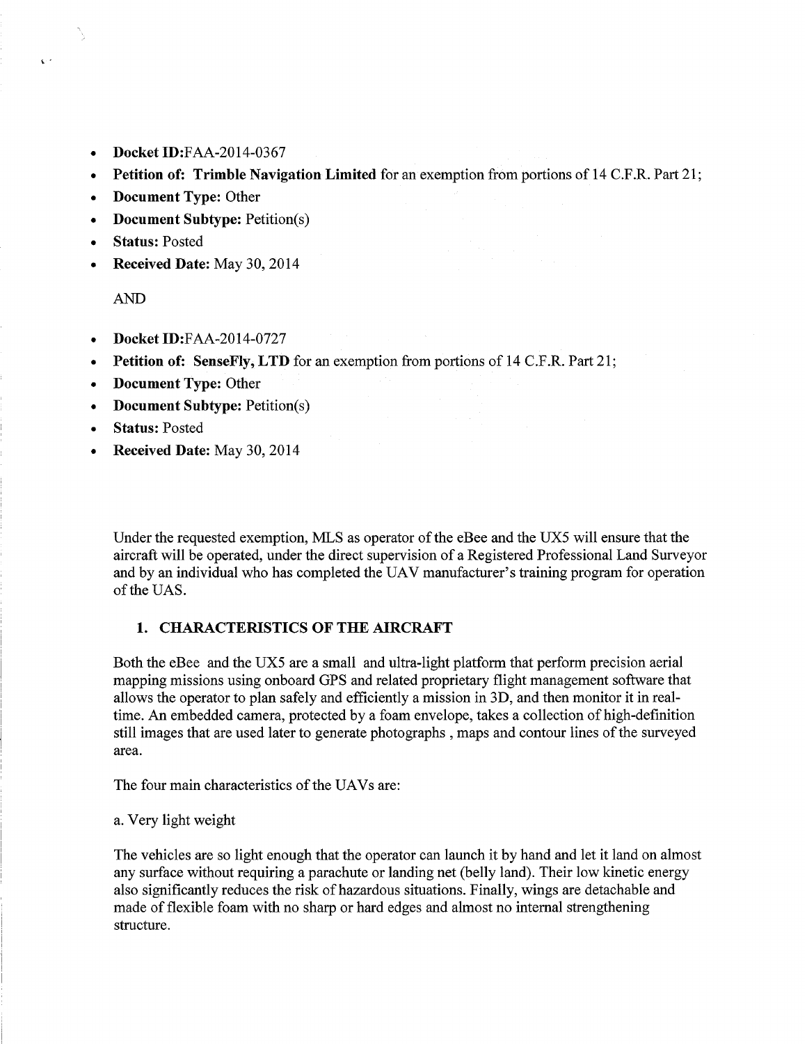- **Docket ID:**FAA-2014-0367
- **Petition of: Trimble Navigation Limited** for an exemption from portions of 14 C.F.R. Part 21;
- **Document Type:** Other
- **Document Subtype:** Petition(s)
- **Status:** Posted
- **Received Date:** May 30, 2014

AND

- **Docket ID:**FAA-2014-0727
- **Petition of: SenseFly, LTD** for an exemption from portions of 14 C.F.R. Part 21;
- **Document Type:** Other
- **Document Subtype:** Petition(s)
- **Status:** Posted
- **Received Date:** May 30, 2014

Under the requested exemption, MLS as operator of the eBee and the UX5 will ensure that the aircraft will be operated, under the direct supervision of a Registered Professional Land Surveyor and by an individual who has completed the UAV manufacturer's training program for operation of the UAS.

## 1. CHARACTERISTICS OF THE AIRCRAFT

Both the eBee and the UX5 are a small and ultra-light platform that perform precision aerial mapping missions using onboard GPS and related proprietary flight management software that allows the operator to plan safely and efficiently a mission in 3D, and then monitor it in real-time. An embedded camera, protected by a foam envelope, takes a collection of high-definition still images that are used later to generate photographs , maps and contour lines of the surveyed area.

The four main characteristics of the UAVs are:

a. Very light weight

The vehicles are so light enough that the operator can launch it by hand and let it land on almost any surface without requiring a parachute or landing net (belly land). Their low kinetic energy also significantly reduces the risk of hazardous situations. Finally, wings are detachable and made of flexible foam with no sharp or hard edges and almost no internal strengthening structure.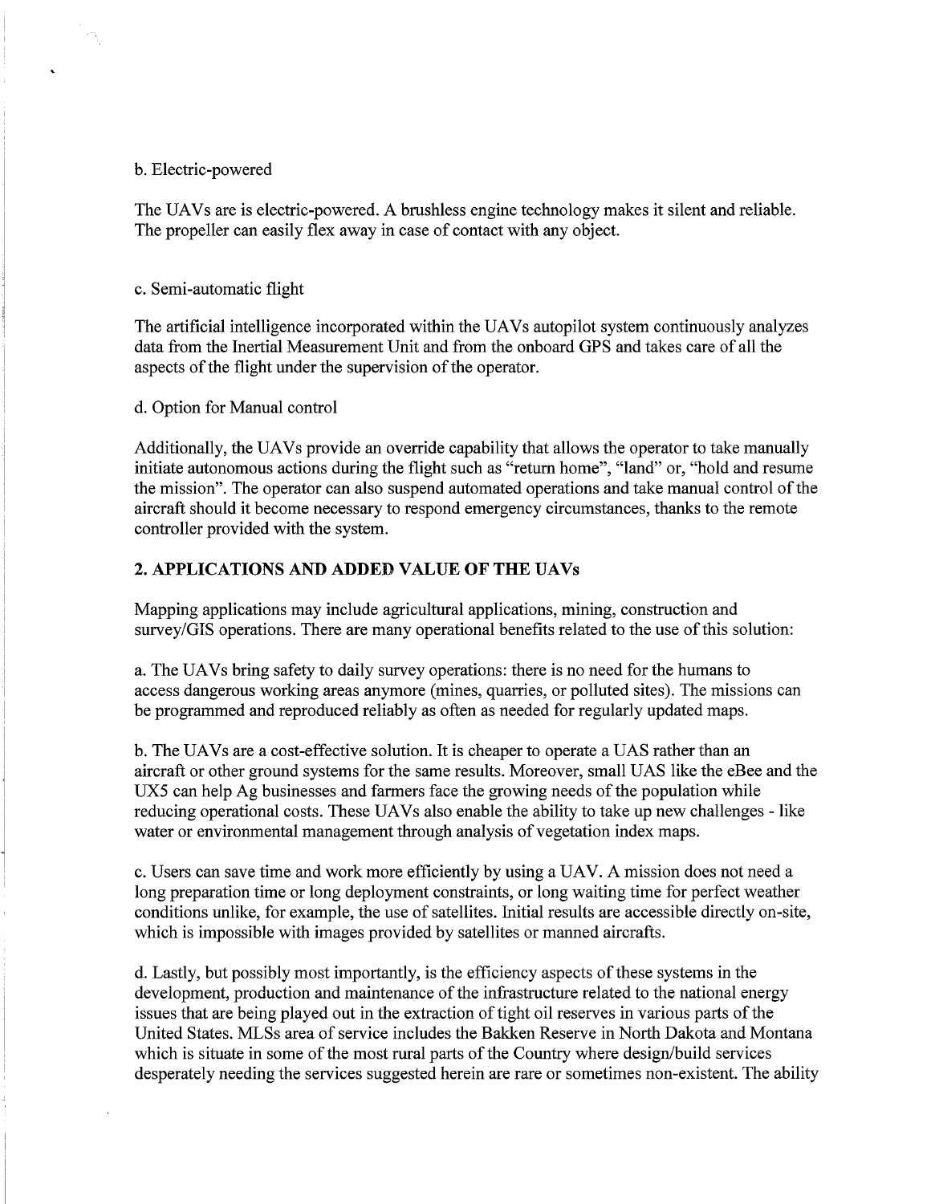b. Electric-powered

The UAVs are is electric-powered. A brushless engine technology makes it silent and reliable. The propeller can easily flex away in case of contact with any object.

c. Semi-automatic flight

The artificial intelligence incorporated within the UAVs autopilot system continuously analyzes data from the Inertial Measurement Unit and from the onboard GPS and takes care of all the aspects of the flight under the supervision of the operator.

d. Option for Manual control

Additionally, the UAVs provide an override capability that allows the operator to take manually initiate autonomous actions during the flight such as "return home", "land" or, "hold and resume the mission". The operator can also suspend automated operations and take manual control of the aircraft should it become necessary to respond emergency circumstances, thanks to the remote controller provided with the system.

## 2. APPLICATIONS AND ADDED VALUE OF THE UAVs

Mapping applications may include agricultural applications, mining, construction and survey/GIS operations. There are many operational benefits related to the use of this solution:

a. The UAVs bring safety to daily survey operations: there is no need for the humans to access dangerous working areas anymore (mines, quarries, or polluted sites). The missions can be programmed and reproduced reliably as often as needed for regularly updated maps.

b. The UAVs are a cost-effective solution. It is cheaper to operate a UAS rather than an aircraft or other ground systems for the same results. Moreover, small UAS like the eBee and the UX5 can help Ag businesses and farmers face the growing needs of the population while reducing operational costs. These UAVs also enable the ability to take up new challenges - like water or environmental management through analysis of vegetation index maps.

c. Users can save time and work more efficiently by using a UAV. A mission does not need a long preparation time or long deployment constraints, or long waiting time for perfect weather conditions unlike, for example, the use of satellites. Initial results are accessible directly on-site, which is impossible with images provided by satellites or manned aircrafts.

d. Lastly, but possibly most importantly, is the efficiency aspects of these systems in the development, production and maintenance of the infrastructure related to the national energy issues that are being played out in the extraction of tight oil reserves in various parts of the United States. MLSs area of service includes the Bakken Reserve in North Dakota and Montana which is situate in some of the most rural parts of the Country where design/build services desperately needing the services suggested herein are rare or sometimes non-existent. The ability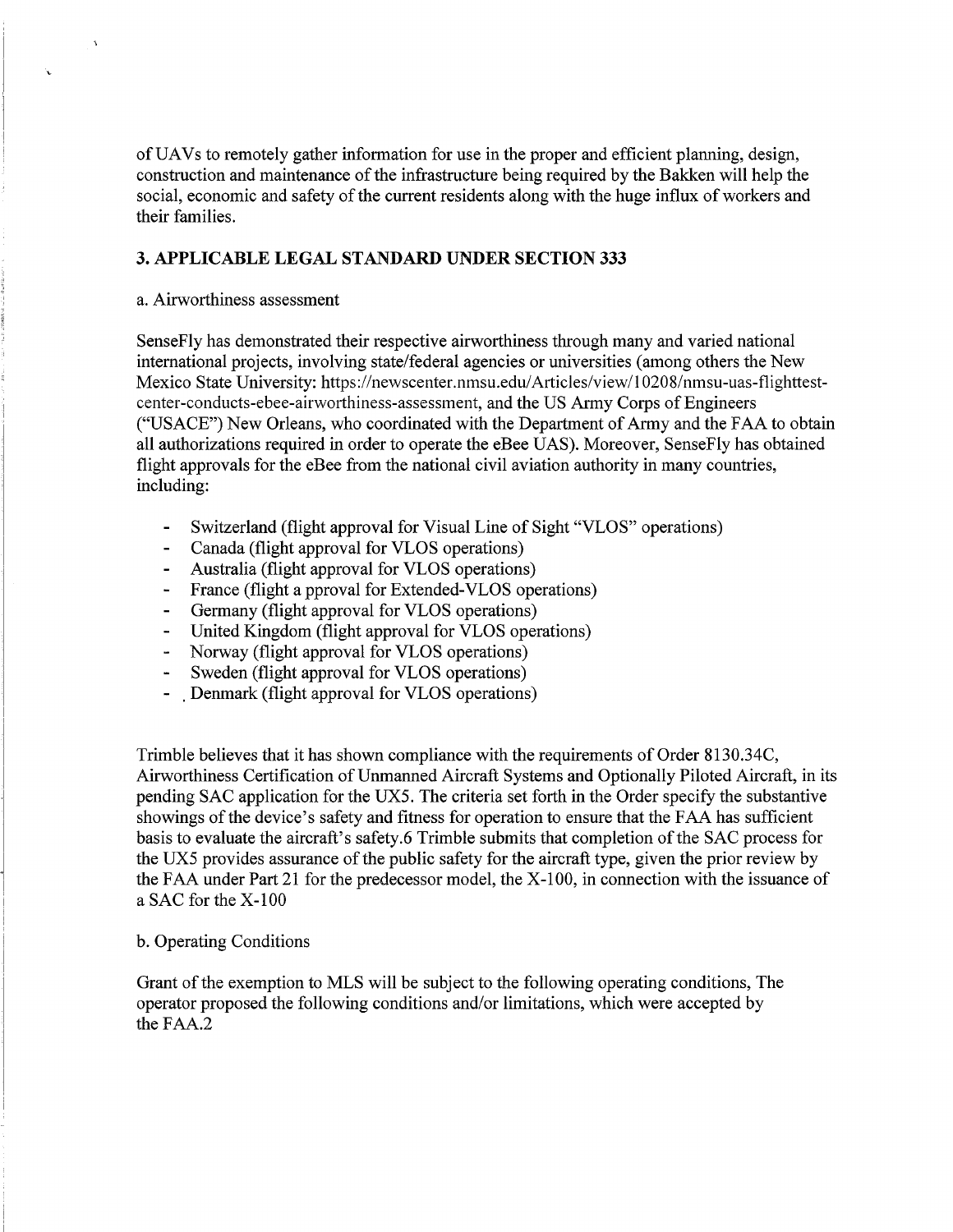of UAVs to remotely gather information for use in the proper and efficient planning, design, construction and maintenance of the infrastructure being required by the Bakken will help the social, economic and safety of the current residents along with the huge influx of workers and their families.

### 3. APPLICABLE LEGAL STANDARD UNDER SECTION 333

a. Airworthiness assessment

SenseFly has demonstrated their respective airworthiness through many and varied national international projects, involving state/federal agencies or universities (among others the New Mexico State University: https://newscenter.nmsu.edu/Articles/view/10208/nmsu-uas-flighttest-center-conducts-ebee-airworthiness-assessment, and the US Army Corps of Engineers ("USACE") New Orleans, who coordinated with the Department of Army and the FAA to obtain all authorizations required in order to operate the eBee UAS). Moreover, SenseFly has obtained flight approvals for the eBee from the national civil aviation authority in many countries, including:

- Switzerland (flight approval for Visual Line of Sight "VLOS" operations)
- Canada (flight approval for VLOS operations)
- Australia (flight approval for VLOS operations)
- France (flight a pproval for Extended-VLOS operations)
- Germany (flight approval for VLOS operations)
- United Kingdom (flight approval for VLOS operations)
- Norway (flight approval for VLOS operations)
- Sweden (flight approval for VLOS operations)
- Denmark (flight approval for VLOS operations)

Trimble believes that it has shown compliance with the requirements of Order 8130.34C, Airworthiness Certification of Unmanned Aircraft Systems and Optionally Piloted Aircraft, in its pending SAC application for the UX5. The criteria set forth in the Order specify the substantive showings of the device's safety and fitness for operation to ensure that the FAA has sufficient basis to evaluate the aircraft's safety.6 Trimble submits that completion of the SAC process for the UX5 provides assurance of the public safety for the aircraft type, given the prior review by the FAA under Part 21 for the predecessor model, the X-100, in connection with the issuance of a SAC for the X-100

b. Operating Conditions

Grant of the exemption to MLS will be subject to the following operating conditions, The operator proposed the following conditions and/or limitations, which were accepted by the FAA.2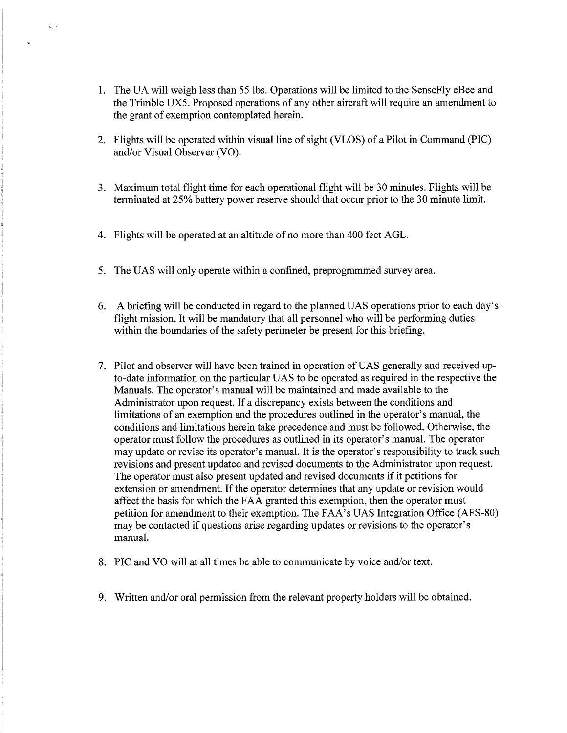1. The UA will weigh less than 55 lbs. Operations will be limited to the SenseFly eBee and the Trimble UX5. Proposed operations of any other aircraft will require an amendment to the grant of exemption contemplated herein.

2. Flights will be operated within visual line of sight (VLOS) of a Pilot in Command (PIC) and/or Visual Observer (VO).

3. Maximum total flight time for each operational flight will be 30 minutes. Flights will be terminated at 25% battery power reserve should that occur prior to the 30 minute limit.

4. Flights will be operated at an altitude of no more than 400 feet AGL.

5. The UAS will only operate within a confined, preprogrammed survey area.

6. A briefing will be conducted in regard to the planned UAS operations prior to each day's flight mission. It will be mandatory that all personnel who will be performing duties within the boundaries of the safety perimeter be present for this briefing.

7. Pilot and observer will have been trained in operation of UAS generally and received up-to-date information on the particular UAS to be operated as required in the respective the Manuals. The operator's manual will be maintained and made available to the Administrator upon request. If a discrepancy exists between the conditions and limitations of an exemption and the procedures outlined in the operator's manual, the conditions and limitations herein take precedence and must be followed. Otherwise, the operator must follow the procedures as outlined in its operator's manual. The operator may update or revise its operator's manual. It is the operator's responsibility to track such revisions and present updated and revised documents to the Administrator upon request. The operator must also present updated and revised documents if it petitions for extension or amendment. If the operator determines that any update or revision would affect the basis for which the FAA granted this exemption, then the operator must petition for amendment to their exemption. The FAA's UAS Integration Office (AFS-80) may be contacted if questions arise regarding updates or revisions to the operator's manual.

8. PIC and VO will at all times be able to communicate by voice and/or text.

9. Written and/or oral permission from the relevant property holders will be obtained.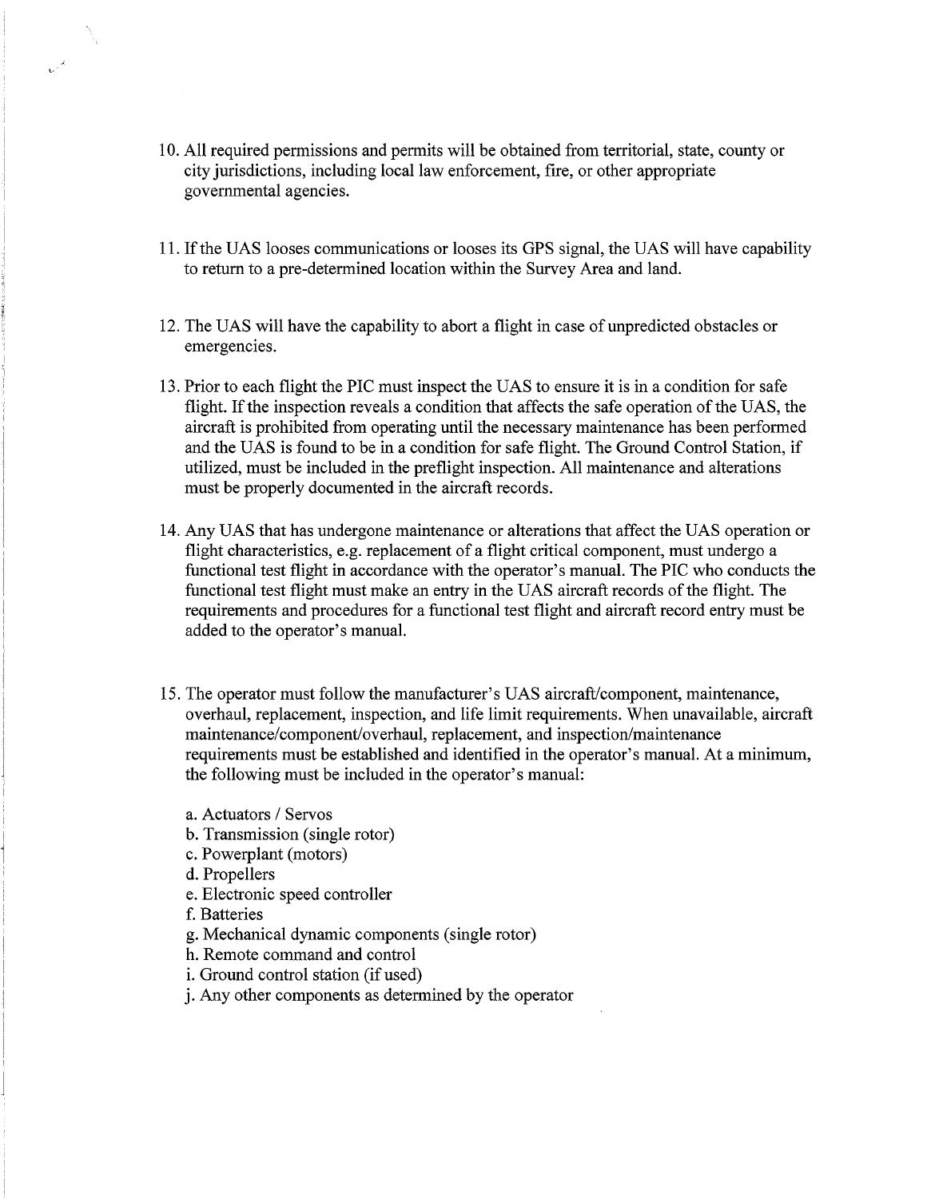10. All required permissions and permits will be obtained from territorial, state, county or city jurisdictions, including local law enforcement, fire, or other appropriate governmental agencies.

11. If the UAS looses communications or looses its GPS signal, the UAS will have capability to return to a pre-determined location within the Survey Area and land.

12. The UAS will have the capability to abort a flight in case of unpredicted obstacles or emergencies.

13. Prior to each flight the PIC must inspect the UAS to ensure it is in a condition for safe flight. If the inspection reveals a condition that affects the safe operation of the UAS, the aircraft is prohibited from operating until the necessary maintenance has been performed and the UAS is found to be in a condition for safe flight. The Ground Control Station, if utilized, must be included in the preflight inspection. All maintenance and alterations must be properly documented in the aircraft records.

14. Any UAS that has undergone maintenance or alterations that affect the UAS operation or flight characteristics, e.g. replacement of a flight critical component, must undergo a functional test flight in accordance with the operator's manual. The PIC who conducts the functional test flight must make an entry in the UAS aircraft records of the flight. The requirements and procedures for a functional test flight and aircraft record entry must be added to the operator's manual.

15. The operator must follow the manufacturer's UAS aircraft/component, maintenance, overhaul, replacement, inspection, and life limit requirements. When unavailable, aircraft maintenance/component/overhaul, replacement, and inspection/maintenance requirements must be established and identified in the operator's manual. At a minimum, the following must be included in the operator's manual:

    a. Actuators / Servos
    b. Transmission (single rotor)
    c. Powerplant (motors)
    d. Propellers
    e. Electronic speed controller
    f. Batteries
    g. Mechanical dynamic components (single rotor)
    h. Remote command and control
    i. Ground control station (if used)
    j. Any other components as determined by the operator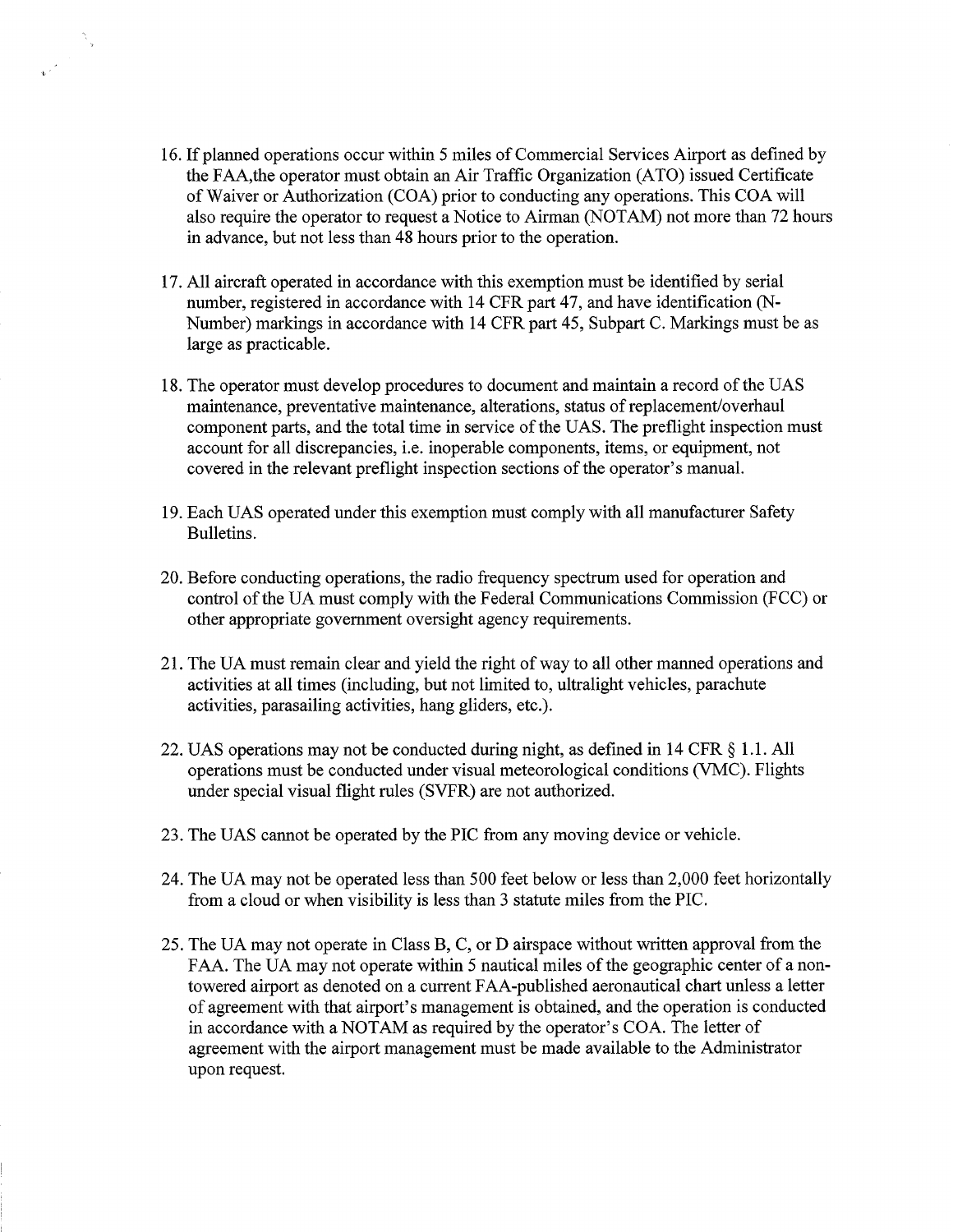16. If planned operations occur within 5 miles of Commercial Services Airport as defined by the FAA,the operator must obtain an Air Traffic Organization (ATO) issued Certificate of Waiver or Authorization (COA) prior to conducting any operations. This COA will also require the operator to request a Notice to Airman (NOTAM) not more than 72 hours in advance, but not less than 48 hours prior to the operation.

17. All aircraft operated in accordance with this exemption must be identified by serial number, registered in accordance with 14 CFR part 47, and have identification (N-Number) markings in accordance with 14 CFR part 45, Subpart C. Markings must be as large as practicable.

18. The operator must develop procedures to document and maintain a record of the UAS maintenance, preventative maintenance, alterations, status of replacement/overhaul component parts, and the total time in service of the UAS. The preflight inspection must account for all discrepancies, i.e. inoperable components, items, or equipment, not covered in the relevant preflight inspection sections of the operator's manual.

19. Each UAS operated under this exemption must comply with all manufacturer Safety Bulletins.

20. Before conducting operations, the radio frequency spectrum used for operation and control of the UA must comply with the Federal Communications Commission (FCC) or other appropriate government oversight agency requirements.

21. The UA must remain clear and yield the right of way to all other manned operations and activities at all times (including, but not limited to, ultralight vehicles, parachute activities, parasailing activities, hang gliders, etc.).

22. UAS operations may not be conducted during night, as defined in 14 CFR § 1.1. All operations must be conducted under visual meteorological conditions (VMC). Flights under special visual flight rules (SVFR) are not authorized.

23. The UAS cannot be operated by the PIC from any moving device or vehicle.

24. The UA may not be operated less than 500 feet below or less than 2,000 feet horizontally from a cloud or when visibility is less than 3 statute miles from the PIC.

25. The UA may not operate in Class B, C, or D airspace without written approval from the FAA. The UA may not operate within 5 nautical miles of the geographic center of a non-towered airport as denoted on a current FAA-published aeronautical chart unless a letter of agreement with that airport's management is obtained, and the operation is conducted in accordance with a NOTAM as required by the operator's COA. The letter of agreement with the airport management must be made available to the Administrator upon request.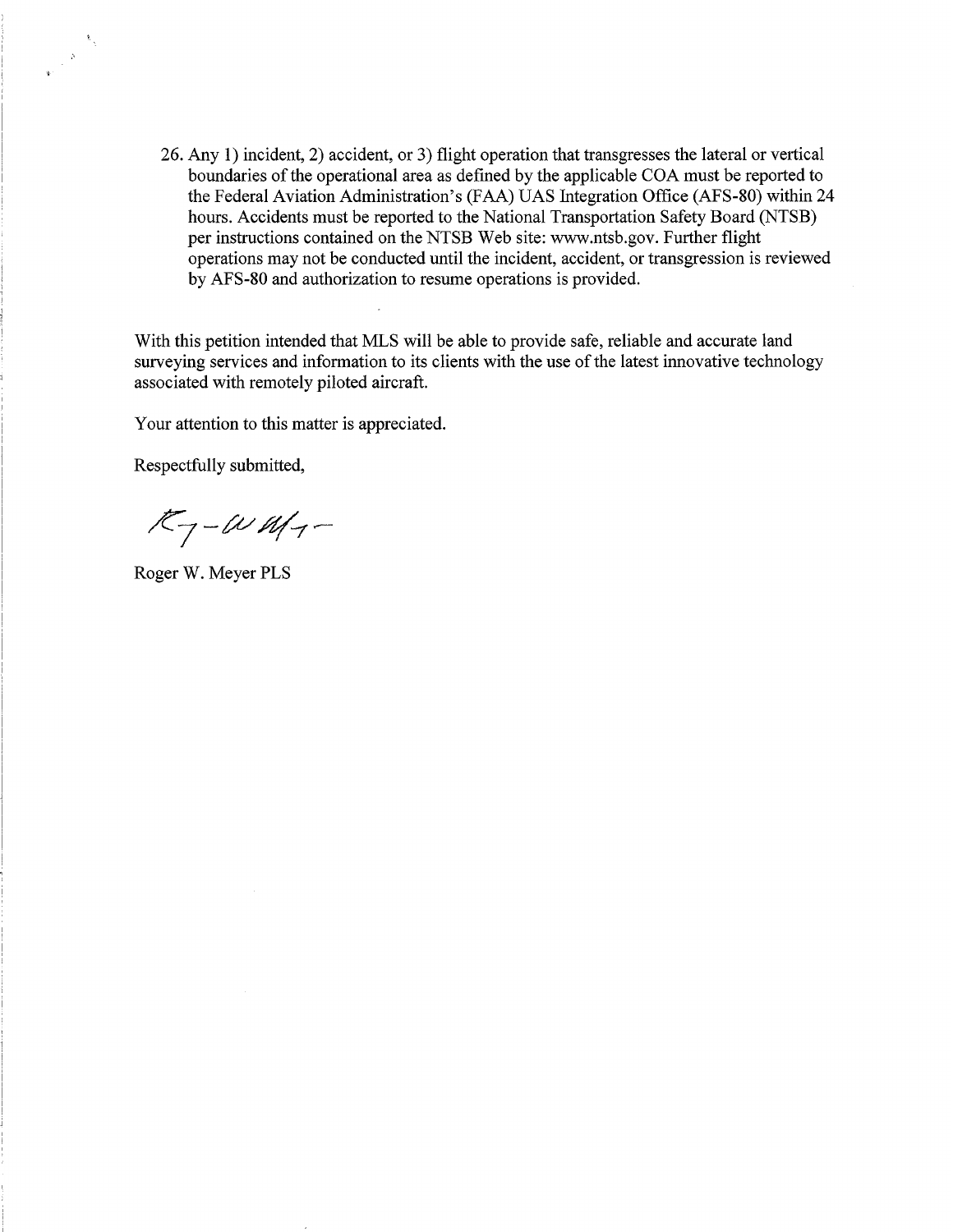26. Any 1) incident, 2) accident, or 3) flight operation that transgresses the lateral or vertical boundaries of the operational area as defined by the applicable COA must be reported to the Federal Aviation Administration's (FAA) UAS Integration Office (AFS-80) within 24 hours. Accidents must be reported to the National Transportation Safety Board (NTSB) per instructions contained on the NTSB Web site: www.ntsb.gov. Further flight operations may not be conducted until the incident, accident, or transgression is reviewed by AFS-80 and authorization to resume operations is provided.

With this petition intended that MLS will be able to provide safe, reliable and accurate land surveying services and information to its clients with the use of the latest innovative technology associated with remotely piloted aircraft.

Your attention to this matter is appreciated.

Respectfully submitted,

Roger W. Meyer PLS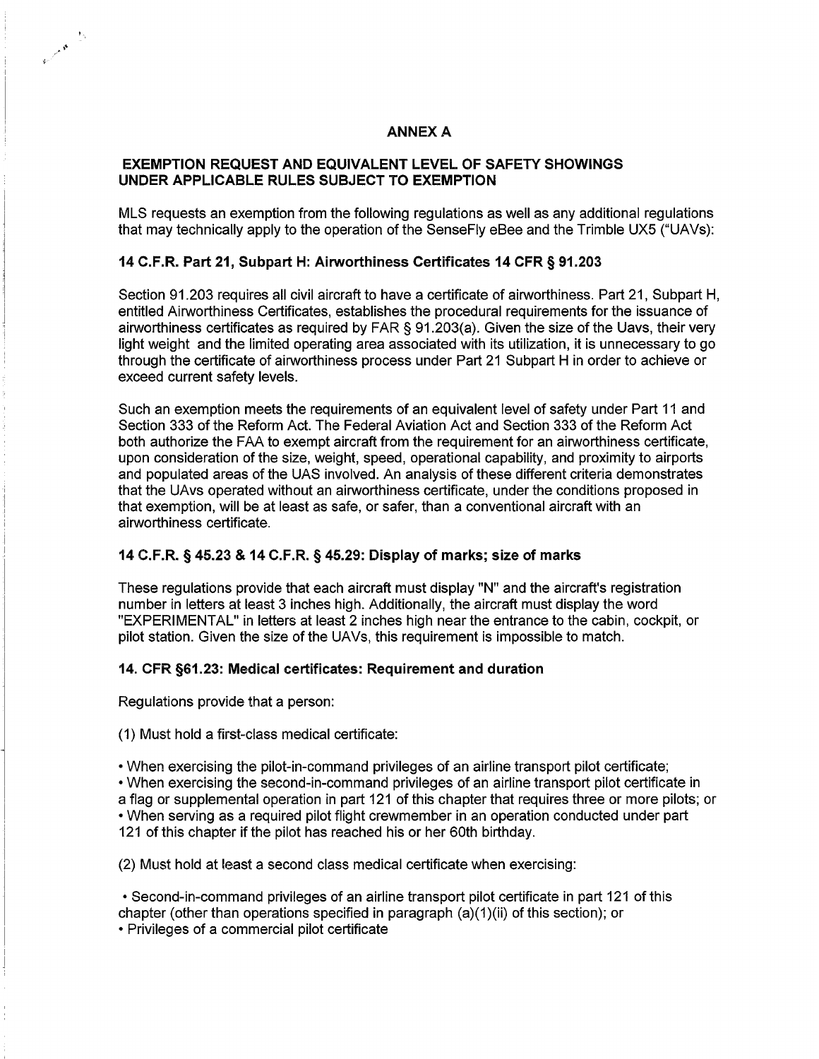## ANNEX A

### EXEMPTION REQUEST AND EQUIVALENT LEVEL OF SAFETY SHOWINGS UNDER APPLICABLE RULES SUBJECT TO EXEMPTION

MLS requests an exemption from the following regulations as well as any additional regulations that may technically apply to the operation of the SenseFly eBee and the Trimble UX5 ("UAVs):

**14 C.F.R. Part 21, Subpart H: Airworthiness Certificates 14 CFR § 91.203**

Section 91.203 requires all civil aircraft to have a certificate of airworthiness. Part 21, Subpart H, entitled Airworthiness Certificates, establishes the procedural requirements for the issuance of airworthiness certificates as required by FAR § 91.203(a). Given the size of the Uavs, their very light weight and the limited operating area associated with its utilization, it is unnecessary to go through the certificate of airworthiness process under Part 21 Subpart H in order to achieve or exceed current safety levels.

Such an exemption meets the requirements of an equivalent level of safety under Part 11 and Section 333 of the Reform Act. The Federal Aviation Act and Section 333 of the Reform Act both authorize the FAA to exempt aircraft from the requirement for an airworthiness certificate, upon consideration of the size, weight, speed, operational capability, and proximity to airports and populated areas of the UAS involved. An analysis of these different criteria demonstrates that the UAvs operated without an airworthiness certificate, under the conditions proposed in that exemption, will be at least as safe, or safer, than a conventional aircraft with an airworthiness certificate.

**14 C.F.R. § 45.23 & 14 C.F.R. § 45.29: Display of marks; size of marks**

These regulations provide that each aircraft must display "N" and the aircraft's registration number in letters at least 3 inches high. Additionally, the aircraft must display the word "EXPERIMENTAL" in letters at least 2 inches high near the entrance to the cabin, cockpit, or pilot station. Given the size of the UAVs, this requirement is impossible to match.

**14. CFR §61.23: Medical certificates: Requirement and duration**

Regulations provide that a person:

(1) Must hold a first-class medical certificate:

- When exercising the pilot-in-command privileges of an airline transport pilot certificate;
- When exercising the second-in-command privileges of an airline transport pilot certificate in a flag or supplemental operation in part 121 of this chapter that requires three or more pilots; or
- When serving as a required pilot flight crewmember in an operation conducted under part 121 of this chapter if the pilot has reached his or her 60th birthday.

(2) Must hold at least a second class medical certificate when exercising:

- Second-in-command privileges of an airline transport pilot certificate in part 121 of this chapter (other than operations specified in paragraph (a)(1)(ii) of this section); or
- Privileges of a commercial pilot certificate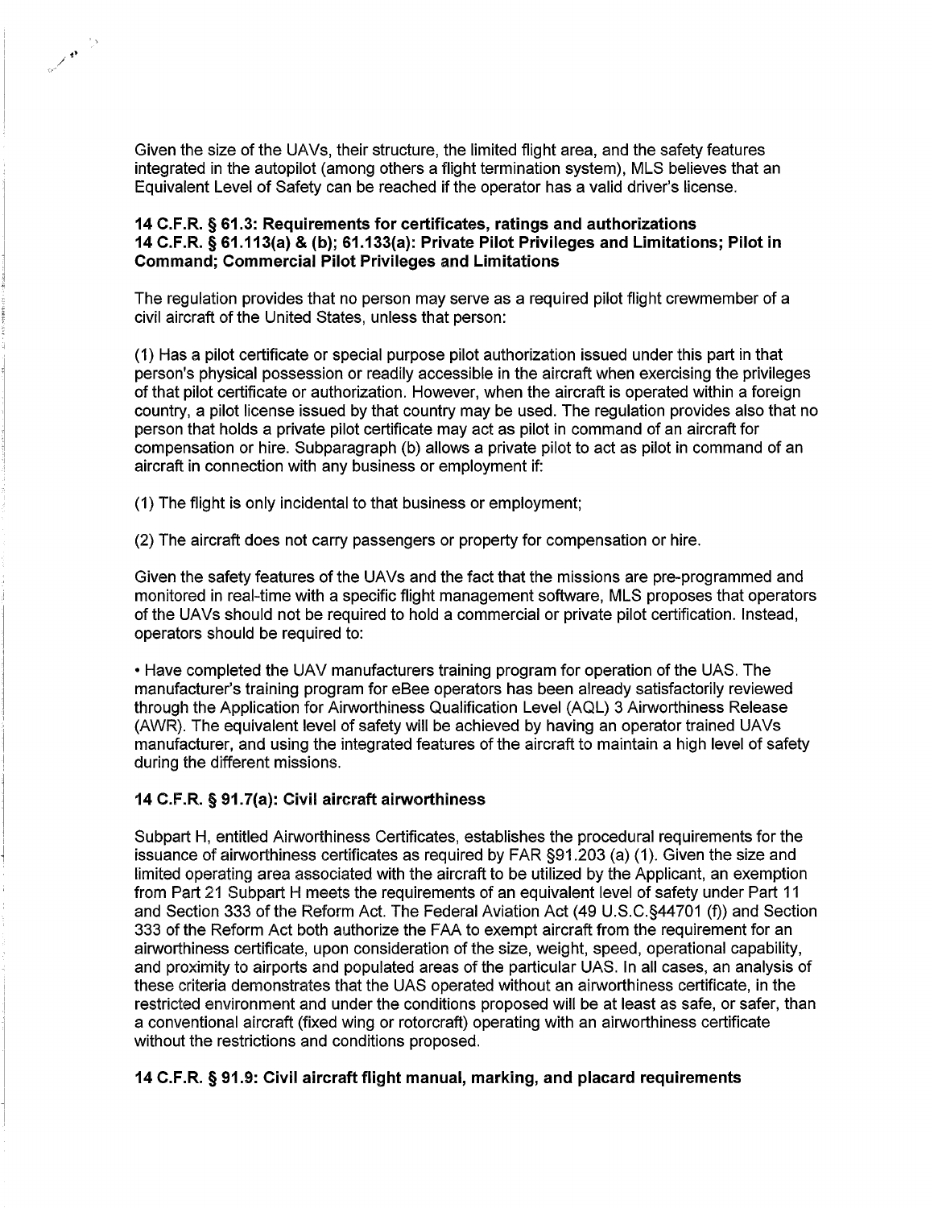Given the size of the UAVs, their structure, the limited flight area, and the safety features integrated in the autopilot (among others a flight termination system), MLS believes that an Equivalent Level of Safety can be reached if the operator has a valid driver's license.

**14 C.F.R. § 61.3: Requirements for certificates, ratings and authorizations**
**14 C.F.R. § 61.113(a) & (b); 61.133(a): Private Pilot Privileges and Limitations; Pilot in Command; Commercial Pilot Privileges and Limitations**

The regulation provides that no person may serve as a required pilot flight crewmember of a civil aircraft of the United States, unless that person:

(1) Has a pilot certificate or special purpose pilot authorization issued under this part in that person's physical possession or readily accessible in the aircraft when exercising the privileges of that pilot certificate or authorization. However, when the aircraft is operated within a foreign country, a pilot license issued by that country may be used. The regulation provides also that no person that holds a private pilot certificate may act as pilot in command of an aircraft for compensation or hire. Subparagraph (b) allows a private pilot to act as pilot in command of an aircraft in connection with any business or employment if:

(1) The flight is only incidental to that business or employment;

(2) The aircraft does not carry passengers or property for compensation or hire.

Given the safety features of the UAVs and the fact that the missions are pre-programmed and monitored in real-time with a specific flight management software, MLS proposes that operators of the UAVs should not be required to hold a commercial or private pilot certification. Instead, operators should be required to:

- Have completed the UAV manufacturers training program for operation of the UAS. The manufacturer's training program for eBee operators has been already satisfactorily reviewed through the Application for Airworthiness Qualification Level (AQL) 3 Airworthiness Release (AWR). The equivalent level of safety will be achieved by having an operator trained UAVs manufacturer, and using the integrated features of the aircraft to maintain a high level of safety during the different missions.

**14 C.F.R. § 91.7(a): Civil aircraft airworthiness**

Subpart H, entitled Airworthiness Certificates, establishes the procedural requirements for the issuance of airworthiness certificates as required by FAR §91.203 (a) (1). Given the size and limited operating area associated with the aircraft to be utilized by the Applicant, an exemption from Part 21 Subpart H meets the requirements of an equivalent level of safety under Part 11 and Section 333 of the Reform Act. The Federal Aviation Act (49 U.S.C.§44701 (f)) and Section 333 of the Reform Act both authorize the FAA to exempt aircraft from the requirement for an airworthiness certificate, upon consideration of the size, weight, speed, operational capability, and proximity to airports and populated areas of the particular UAS. In all cases, an analysis of these criteria demonstrates that the UAS operated without an airworthiness certificate, in the restricted environment and under the conditions proposed will be at least as safe, or safer, than a conventional aircraft (fixed wing or rotorcraft) operating with an airworthiness certificate without the restrictions and conditions proposed.

**14 C.F.R. § 91.9: Civil aircraft flight manual, marking, and placard requirements**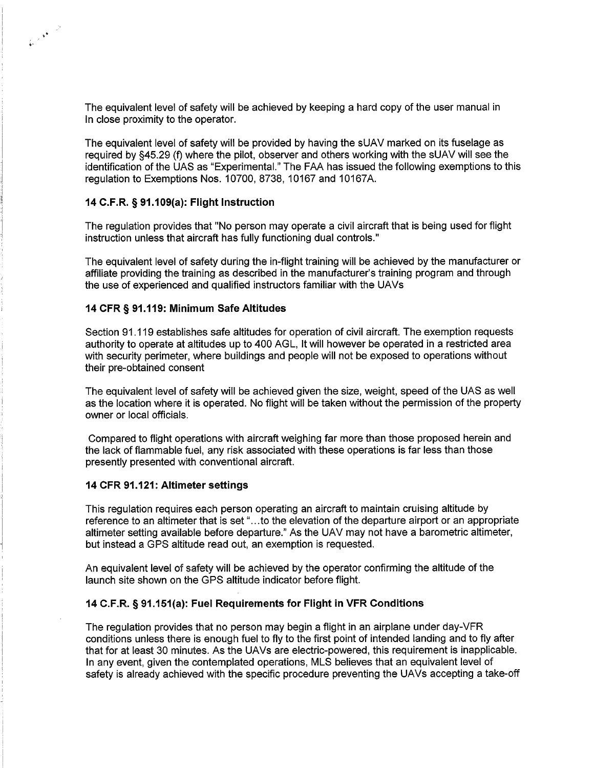The equivalent level of safety will be achieved by keeping a hard copy of the user manual in In close proximity to the operator.

The equivalent level of safety will be provided by having the sUAV marked on its fuselage as required by §45.29 (f) where the pilot, observer and others working with the sUAV will see the identification of the UAS as "Experimental." The FAA has issued the following exemptions to this regulation to Exemptions Nos. 10700, 8738, 10167 and 10167A.

### 14 C.F.R. § 91.109(a): Flight Instruction

The regulation provides that "No person may operate a civil aircraft that is being used for flight instruction unless that aircraft has fully functioning dual controls."

The equivalent level of safety during the in-flight training will be achieved by the manufacturer or affiliate providing the training as described in the manufacturer's training program and through the use of experienced and qualified instructors familiar with the UAVs

### 14 CFR § 91.119: Minimum Safe Altitudes

Section 91.119 establishes safe altitudes for operation of civil aircraft. The exemption requests authority to operate at altitudes up to 400 AGL, It will however be operated in a restricted area with security perimeter, where buildings and people will not be exposed to operations without their pre-obtained consent

The equivalent level of safety will be achieved given the size, weight, speed of the UAS as well as the location where it is operated. No flight will be taken without the permission of the property owner or local officials.

Compared to flight operations with aircraft weighing far more than those proposed herein and the lack of flammable fuel, any risk associated with these operations is far less than those presently presented with conventional aircraft.

### 14 CFR 91.121: Altimeter settings

This regulation requires each person operating an aircraft to maintain cruising altitude by reference to an altimeter that is set "...to the elevation of the departure airport or an appropriate altimeter setting available before departure." As the UAV may not have a barometric altimeter, but instead a GPS altitude read out, an exemption is requested.

An equivalent level of safety will be achieved by the operator confirming the altitude of the launch site shown on the GPS altitude indicator before flight.

### 14 C.F.R. § 91.151(a): Fuel Requirements for Flight in VFR Conditions

The regulation provides that no person may begin a flight in an airplane under day-VFR conditions unless there is enough fuel to fly to the first point of intended landing and to fly after that for at least 30 minutes. As the UAVs are electric-powered, this requirement is inapplicable. In any event, given the contemplated operations, MLS believes that an equivalent level of safety is already achieved with the specific procedure preventing the UAVs accepting a take-off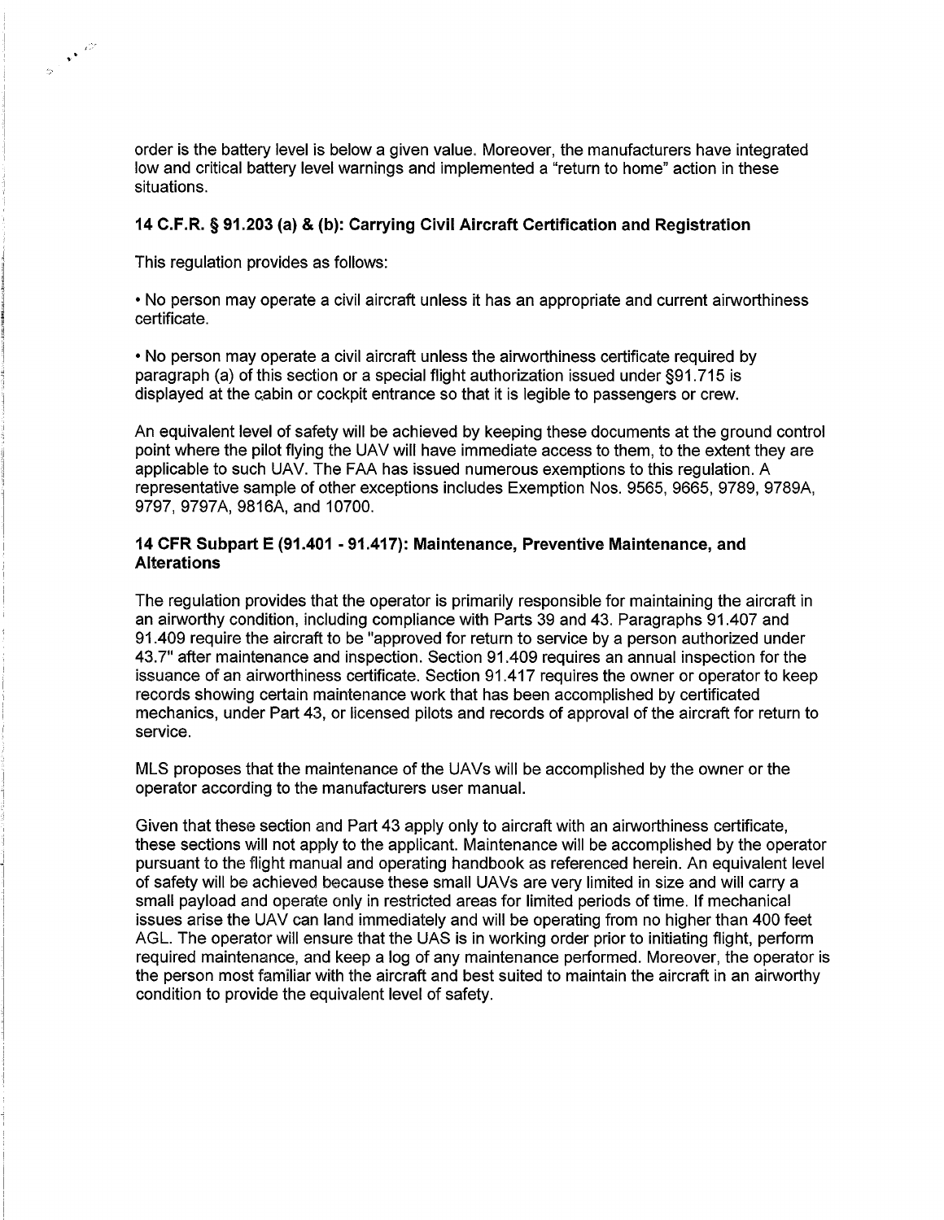order is the battery level is below a given value. Moreover, the manufacturers have integrated low and critical battery level warnings and implemented a "return to home" action in these situations.

**14 C.F.R. § 91.203 (a) & (b): Carrying Civil Aircraft Certification and Registration**

This regulation provides as follows:

• No person may operate a civil aircraft unless it has an appropriate and current airworthiness certificate.

• No person may operate a civil aircraft unless the airworthiness certificate required by paragraph (a) of this section or a special flight authorization issued under §91.715 is displayed at the cabin or cockpit entrance so that it is legible to passengers or crew.

An equivalent level of safety will be achieved by keeping these documents at the ground control point where the pilot flying the UAV will have immediate access to them, to the extent they are applicable to such UAV. The FAA has issued numerous exemptions to this regulation. A representative sample of other exceptions includes Exemption Nos. 9565, 9665, 9789, 9789A, 9797, 9797A, 9816A, and 10700.

**14 CFR Subpart E (91.401 - 91.417): Maintenance, Preventive Maintenance, and Alterations**

The regulation provides that the operator is primarily responsible for maintaining the aircraft in an airworthy condition, including compliance with Parts 39 and 43. Paragraphs 91.407 and 91.409 require the aircraft to be "approved for return to service by a person authorized under 43.7" after maintenance and inspection. Section 91.409 requires an annual inspection for the issuance of an airworthiness certificate. Section 91.417 requires the owner or operator to keep records showing certain maintenance work that has been accomplished by certificated mechanics, under Part 43, or licensed pilots and records of approval of the aircraft for return to service.

MLS proposes that the maintenance of the UAVs will be accomplished by the owner or the operator according to the manufacturers user manual.

Given that these section and Part 43 apply only to aircraft with an airworthiness certificate, these sections will not apply to the applicant. Maintenance will be accomplished by the operator pursuant to the flight manual and operating handbook as referenced herein. An equivalent level of safety will be achieved because these small UAVs are very limited in size and will carry a small payload and operate only in restricted areas for limited periods of time. If mechanical issues arise the UAV can land immediately and will be operating from no higher than 400 feet AGL. The operator will ensure that the UAS is in working order prior to initiating flight, perform required maintenance, and keep a log of any maintenance performed. Moreover, the operator is the person most familiar with the aircraft and best suited to maintain the aircraft in an airworthy condition to provide the equivalent level of safety.